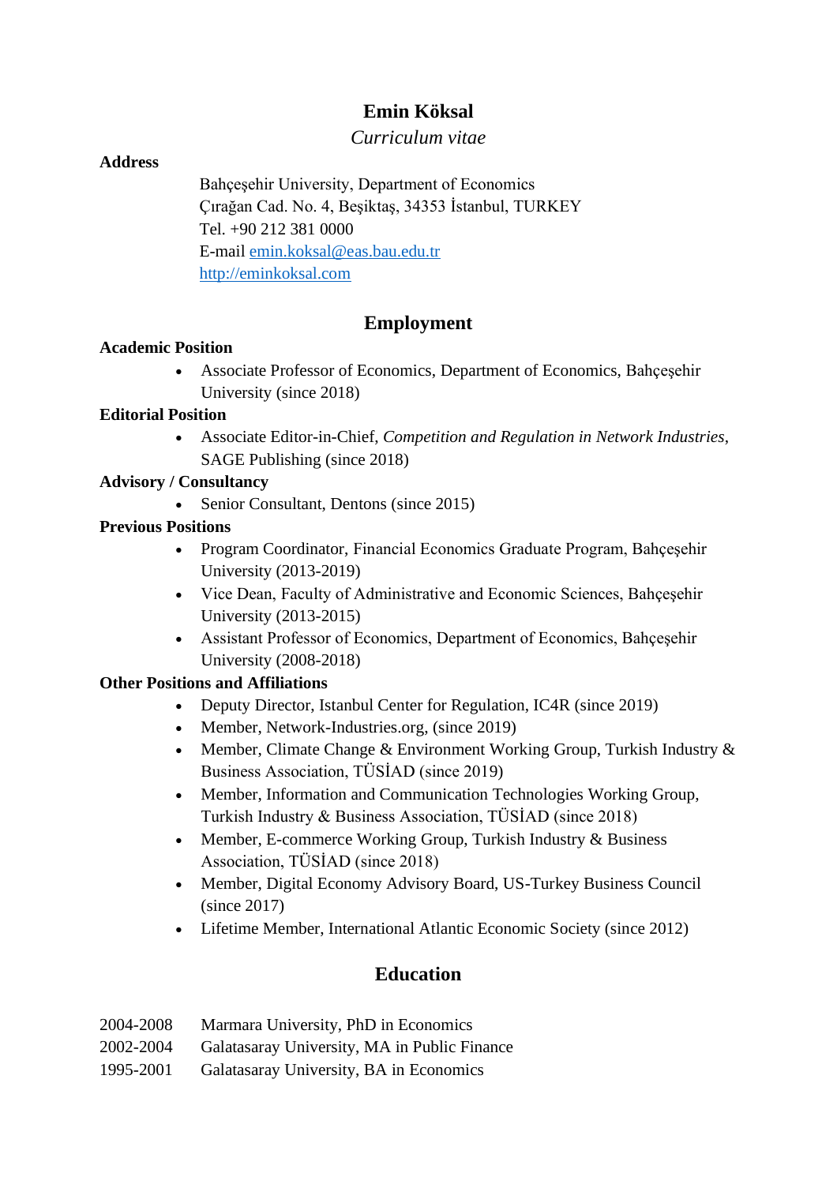# Emin Köksal

*Curriculum vitae*

**Address**

Bahçeşehir University, Department of Economics
Çırağan Cad. No. 4, Beşiktaş, 34353 İstanbul, TURKEY
Tel. +90 212 381 0000
E-mail emin.koksal@eas.bau.edu.tr
http://eminkoksal.com

## Employment

**Academic Position**

- Associate Professor of Economics, Department of Economics, Bahçeşehir University (since 2018)

**Editorial Position**

- Associate Editor-in-Chief, *Competition and Regulation in Network Industries*, SAGE Publishing (since 2018)

**Advisory / Consultancy**

- Senior Consultant, Dentons (since 2015)

**Previous Positions**

- Program Coordinator, Financial Economics Graduate Program, Bahçeşehir University (2013-2019)
- Vice Dean, Faculty of Administrative and Economic Sciences, Bahçeşehir University (2013-2015)
- Assistant Professor of Economics, Department of Economics, Bahçeşehir University (2008-2018)

**Other Positions and Affiliations**

- Deputy Director, Istanbul Center for Regulation, IC4R (since 2019)
- Member, Network-Industries.org, (since 2019)
- Member, Climate Change & Environment Working Group, Turkish Industry & Business Association, TÜSİAD (since 2019)
- Member, Information and Communication Technologies Working Group, Turkish Industry & Business Association, TÜSİAD (since 2018)
- Member, E-commerce Working Group, Turkish Industry & Business Association, TÜSİAD (since 2018)
- Member, Digital Economy Advisory Board, US-Turkey Business Council (since 2017)
- Lifetime Member, International Atlantic Economic Society (since 2012)

## Education

2004-2008 Marmara University, PhD in Economics
2002-2004 Galatasaray University, MA in Public Finance
1995-2001 Galatasaray University, BA in Economics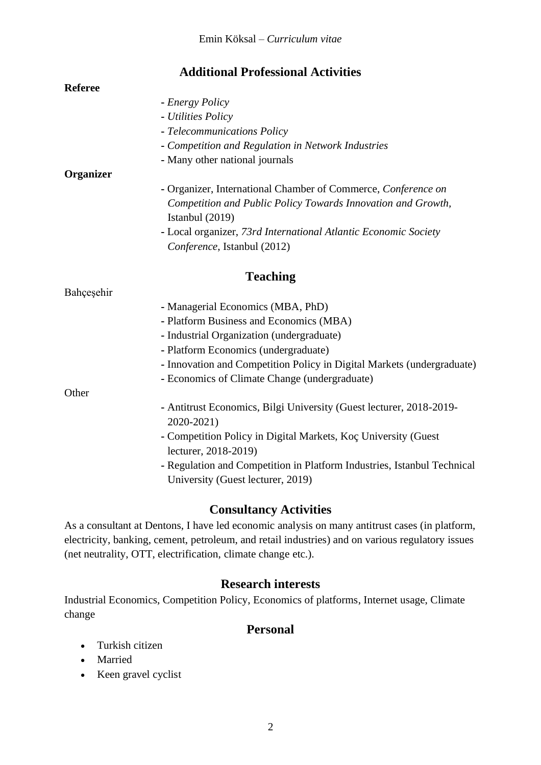## Additional Professional Activities

**Referee**

- *Energy Policy*
- *Utilities Policy*
- *Telecommunications Policy*
- *Competition and Regulation in Network Industries*
- Many other national journals

**Organizer**

- Organizer, International Chamber of Commerce, *Conference on Competition and Public Policy Towards Innovation and Growth*, Istanbul (2019)
- Local organizer, *73rd International Atlantic Economic Society Conference*, Istanbul (2012)

## Teaching

Bahçeşehir

- Managerial Economics (MBA, PhD)
- Platform Business and Economics (MBA)
- Industrial Organization (undergraduate)
- Platform Economics (undergraduate)
- Innovation and Competition Policy in Digital Markets (undergraduate)
- Economics of Climate Change (undergraduate)

Other

- Antitrust Economics, Bilgi University (Guest lecturer, 2018-2019-2020-2021)
- Competition Policy in Digital Markets, Koç University (Guest lecturer, 2018-2019)
- Regulation and Competition in Platform Industries, Istanbul Technical University (Guest lecturer, 2019)

## Consultancy Activities

As a consultant at Dentons, I have led economic analysis on many antitrust cases (in platform, electricity, banking, cement, petroleum, and retail industries) and on various regulatory issues (net neutrality, OTT, electrification, climate change etc.).

## Research interests

Industrial Economics, Competition Policy, Economics of platforms, Internet usage, Climate change

## Personal

- Turkish citizen
- Married
- Keen gravel cyclist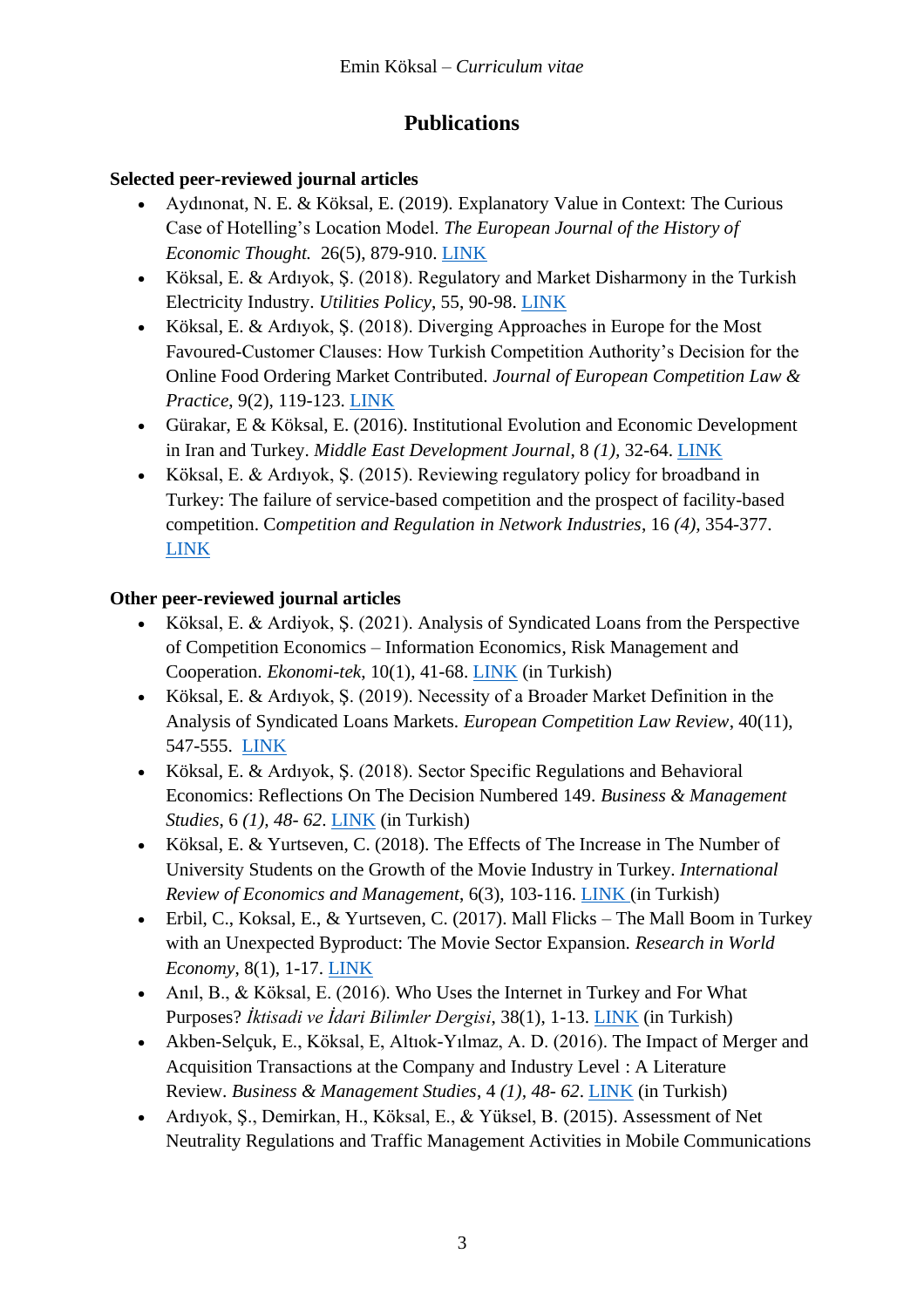# Publications

**Selected peer-reviewed journal articles**

- Aydınonat, N. E. & Köksal, E. (2019). Explanatory Value in Context: The Curious Case of Hotelling's Location Model. *The European Journal of the History of Economic Thought.* 26(5), 879-910. LINK
- Köksal, E. & Ardıyok, Ş. (2018). Regulatory and Market Disharmony in the Turkish Electricity Industry. *Utilities Policy*, 55, 90-98. LINK
- Köksal, E. & Ardıyok, Ş. (2018). Diverging Approaches in Europe for the Most Favoured-Customer Clauses: How Turkish Competition Authority's Decision for the Online Food Ordering Market Contributed. *Journal of European Competition Law & Practice*, 9(2), 119-123. LINK
- Gürakar, E & Köksal, E. (2016). Institutional Evolution and Economic Development in Iran and Turkey. *Middle East Development Journal*, 8 *(1),* 32-64. LINK
- Köksal, E. & Ardıyok, Ş. (2015). Reviewing regulatory policy for broadband in Turkey: The failure of service-based competition and the prospect of facility-based competition. C*ompetition and Regulation in Network Industries*, 16 *(4),* 354-377. LINK

**Other peer-reviewed journal articles**

- Köksal, E. & Ardiyok, Ş. (2021). Analysis of Syndicated Loans from the Perspective of Competition Economics – Information Economics, Risk Management and Cooperation. *Ekonomi-tek*, 10(1), 41-68. LINK (in Turkish)
- Köksal, E. & Ardıyok, Ş. (2019). Necessity of a Broader Market Definition in the Analysis of Syndicated Loans Markets. *European Competition Law Review*, 40(11), 547-555. LINK
- Köksal, E. & Ardıyok, Ş. (2018). Sector Specific Regulations and Behavioral Economics: Reflections On The Decision Numbered 149. *Business & Management Studies*, 6 *(1), 48- 62*. LINK (in Turkish)
- Köksal, E. & Yurtseven, C. (2018). The Effects of The Increase in The Number of University Students on the Growth of the Movie Industry in Turkey. *International Review of Economics and Management*, 6(3), 103-116. LINK (in Turkish)
- Erbil, C., Koksal, E., & Yurtseven, C. (2017). Mall Flicks – The Mall Boom in Turkey with an Unexpected Byproduct: The Movie Sector Expansion. *Research in World Economy*, 8(1), 1-17. LINK
- Anıl, B., & Köksal, E. (2016). Who Uses the Internet in Turkey and For What Purposes? *İktisadi ve İdari Bilimler Dergisi*, 38(1), 1-13. LINK (in Turkish)
- Akben-Selçuk, E., Köksal, E, Altıok-Yılmaz, A. D. (2016). The Impact of Merger and Acquisition Transactions at the Company and Industry Level : A Literature Review. *Business & Management Studies*, 4 *(1), 48- 62*. LINK (in Turkish)
- Ardıyok, Ş., Demirkan, H., Köksal, E., & Yüksel, B. (2015). Assessment of Net Neutrality Regulations and Traffic Management Activities in Mobile Communications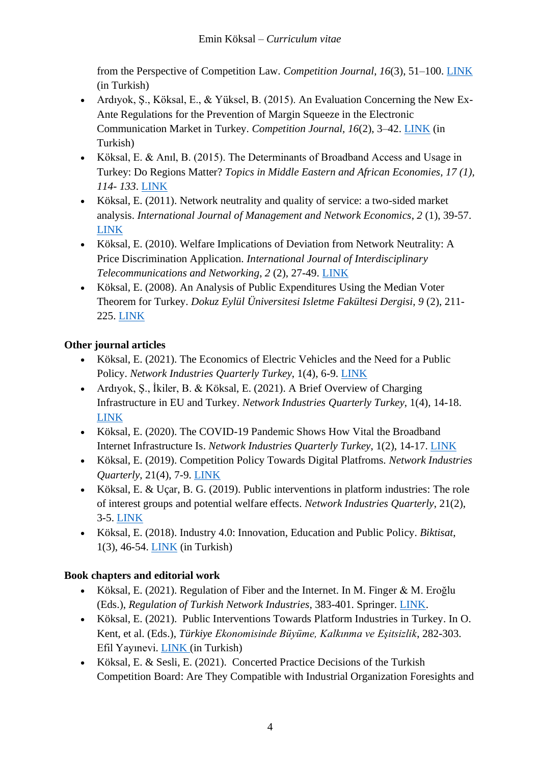from the Perspective of Competition Law. *Competition Journal*, *16*(3), 51–100. [LINK] (in Turkish)

- Ardıyok, Ş., Köksal, E., & Yüksel, B. (2015). An Evaluation Concerning the New Ex-Ante Regulations for the Prevention of Margin Squeeze in the Electronic Communication Market in Turkey. *Competition Journal*, *16*(2), 3–42. [LINK] (in Turkish)
- Köksal, E. & Anıl, B. (2015). The Determinants of Broadband Access and Usage in Turkey: Do Regions Matter? *Topics in Middle Eastern and African Economies, 17 (1), 114- 133*. [LINK]
- Köksal, E. (2011). Network neutrality and quality of service: a two-sided market analysis. *International Journal of Management and Network Economics*, *2* (1), 39-57. [LINK]
- Köksal, E. (2010). Welfare Implications of Deviation from Network Neutrality: A Price Discrimination Application. *International Journal of Interdisciplinary Telecommunications and Networking*, *2* (2), 27-49. [LINK]
- Köksal, E. (2008). An Analysis of Public Expenditures Using the Median Voter Theorem for Turkey. *Dokuz Eylül Üniversitesi Isletme Fakültesi Dergisi*, *9* (2), 211-225. [LINK]

**Other journal articles**

- Köksal, E. (2021). The Economics of Electric Vehicles and the Need for a Public Policy. *Network Industries Quarterly Turkey*, 1(4), 6-9. [LINK]
- Ardıyok, Ş., İkiler, B. & Köksal, E. (2021). A Brief Overview of Charging Infrastructure in EU and Turkey. *Network Industries Quarterly Turkey*, 1(4), 14-18. [LINK]
- Köksal, E. (2020). The COVID-19 Pandemic Shows How Vital the Broadband Internet Infrastructure Is. *Network Industries Quarterly Turkey*, 1(2), 14-17. [LINK]
- Köksal, E. (2019). Competition Policy Towards Digital Platfroms. *Network Industries Quarterly*, 21(4), 7-9. [LINK]
- Köksal, E. & Uçar, B. G. (2019). Public interventions in platform industries: The role of interest groups and potential welfare effects. *Network Industries Quarterly*, 21(2), 3-5. [LINK]
- Köksal, E. (2018). Industry 4.0: Innovation, Education and Public Policy. *Biktisat*, 1(3), 46-54. [LINK] (in Turkish)

**Book chapters and editorial work**

- Köksal, E. (2021). Regulation of Fiber and the Internet. In M. Finger & M. Eroğlu (Eds.), *Regulation of Turkish Network Industries*, 383-401. Springer. [LINK].
- Köksal, E. (2021). Public Interventions Towards Platform Industries in Turkey. In O. Kent, et al. (Eds.), *Türkiye Ekonomisinde Büyüme, Kalkınma ve Eşitsizlik*, 282-303. Efil Yayınevi. [LINK] (in Turkish)
- Köksal, E. & Sesli, E. (2021). Concerted Practice Decisions of the Turkish Competition Board: Are They Compatible with Industrial Organization Foresights and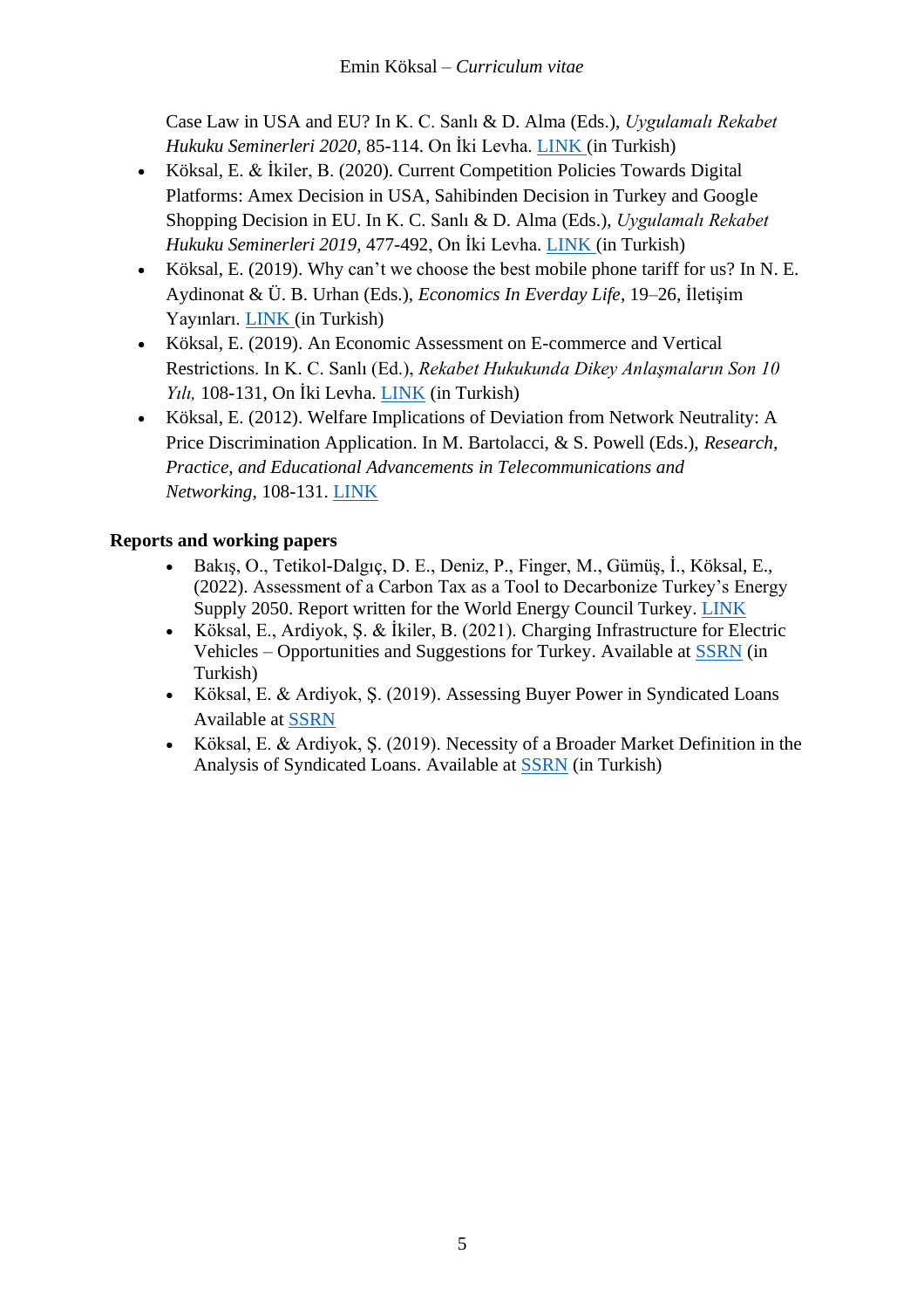Case Law in USA and EU? In K. C. Sanlı & D. Alma (Eds.), *Uygulamalı Rekabet Hukuku Seminerleri 2020,* 85-114. On İki Levha. LINK (in Turkish)

- Köksal, E. & İkiler, B. (2020). Current Competition Policies Towards Digital Platforms: Amex Decision in USA, Sahibinden Decision in Turkey and Google Shopping Decision in EU. In K. C. Sanlı & D. Alma (Eds.), *Uygulamalı Rekabet Hukuku Seminerleri 2019,* 477-492, On İki Levha. LINK (in Turkish)
- Köksal, E. (2019). Why can't we choose the best mobile phone tariff for us? In N. E. Aydinonat & Ü. B. Urhan (Eds.), *Economics In Everday Life*, 19–26, İletişim Yayınları. LINK (in Turkish)
- Köksal, E. (2019). An Economic Assessment on E-commerce and Vertical Restrictions. In K. C. Sanlı (Ed.), *Rekabet Hukukunda Dikey Anlaşmaların Son 10 Yılı,* 108-131, On İki Levha. LINK (in Turkish)
- Köksal, E. (2012). Welfare Implications of Deviation from Network Neutrality: A Price Discrimination Application. In M. Bartolacci, & S. Powell (Eds.), *Research, Practice, and Educational Advancements in Telecommunications and Networking,* 108-131. LINK

**Reports and working papers**

- Bakış, O., Tetikol-Dalgıç, D. E., Deniz, P., Finger, M., Gümüş, İ., Köksal, E., (2022). Assessment of a Carbon Tax as a Tool to Decarbonize Turkey's Energy Supply 2050. Report written for the World Energy Council Turkey. LINK
- Köksal, E., Ardiyok, Ş. & İkiler, B. (2021). Charging Infrastructure for Electric Vehicles – Opportunities and Suggestions for Turkey. Available at SSRN (in Turkish)
- Köksal, E. & Ardiyok, Ş. (2019). Assessing Buyer Power in Syndicated Loans Available at SSRN
- Köksal, E. & Ardiyok, Ş. (2019). Necessity of a Broader Market Definition in the Analysis of Syndicated Loans. Available at SSRN (in Turkish)